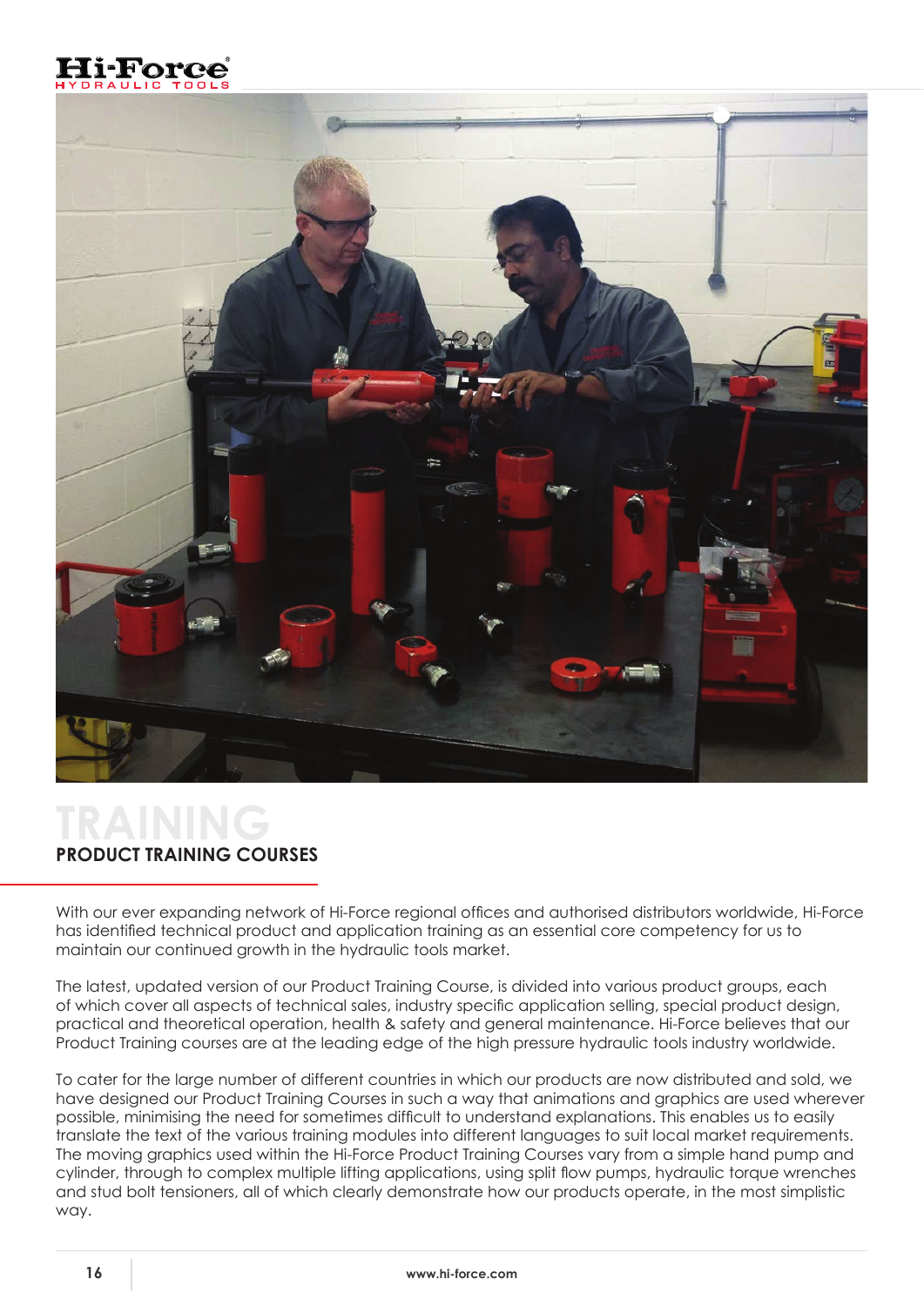# TRAINING

## PRODUCT TRAINING COURSES

With our ever expanding network of Hi-Force regional offices and authorised distributors worldwide, Hi-Force has identified technical product and application training as an essential core competency for us to maintain our continued growth in the hydraulic tools market.

The latest, updated version of our Product Training Course, is divided into various product groups, each of which cover all aspects of technical sales, industry specific application selling, special product design, practical and theoretical operation, health & safety and general maintenance. Hi-Force believes that our Product Training courses are at the leading edge of the high pressure hydraulic tools industry worldwide.

To cater for the large number of different countries in which our products are now distributed and sold, we have designed our Product Training Courses in such a way that animations and graphics are used wherever possible, minimising the need for sometimes difficult to understand explanations. This enables us to easily translate the text of the various training modules into different languages to suit local market requirements. The moving graphics used within the Hi-Force Product Training Courses vary from a simple hand pump and cylinder, through to complex multiple lifting applications, using split flow pumps, hydraulic torque wrenches and stud bolt tensioners, all of which clearly demonstrate how our products operate, in the most simplistic way.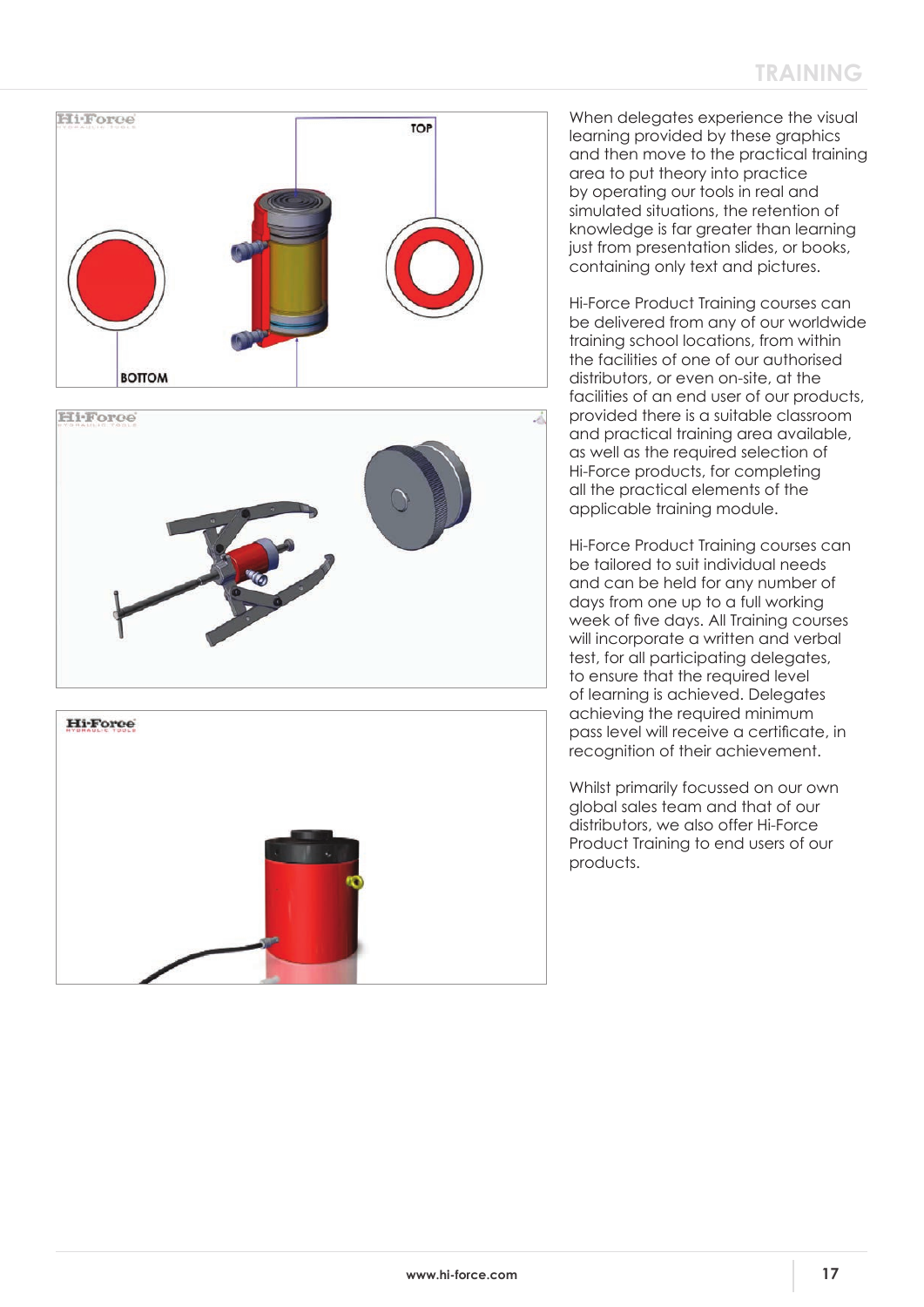When delegates experience the visual learning provided by these graphics and then move to the practical training area to put theory into practice by operating our tools in real and simulated situations, the retention of knowledge is far greater than learning just from presentation slides, or books, containing only text and pictures.

Hi-Force Product Training courses can be delivered from any of our worldwide training school locations, from within the facilities of one of our authorised distributors, or even on-site, at the facilities of an end user of our products, provided there is a suitable classroom and practical training area available, as well as the required selection of Hi-Force products, for completing all the practical elements of the applicable training module.

Hi-Force Product Training courses can be tailored to suit individual needs and can be held for any number of days from one up to a full working week of five days. All Training courses will incorporate a written and verbal test, for all participating delegates, to ensure that the required level of learning is achieved. Delegates achieving the required minimum pass level will receive a certificate, in recognition of their achievement.

Whilst primarily focussed on our own global sales team and that of our distributors, we also offer Hi-Force Product Training to end users of our products.